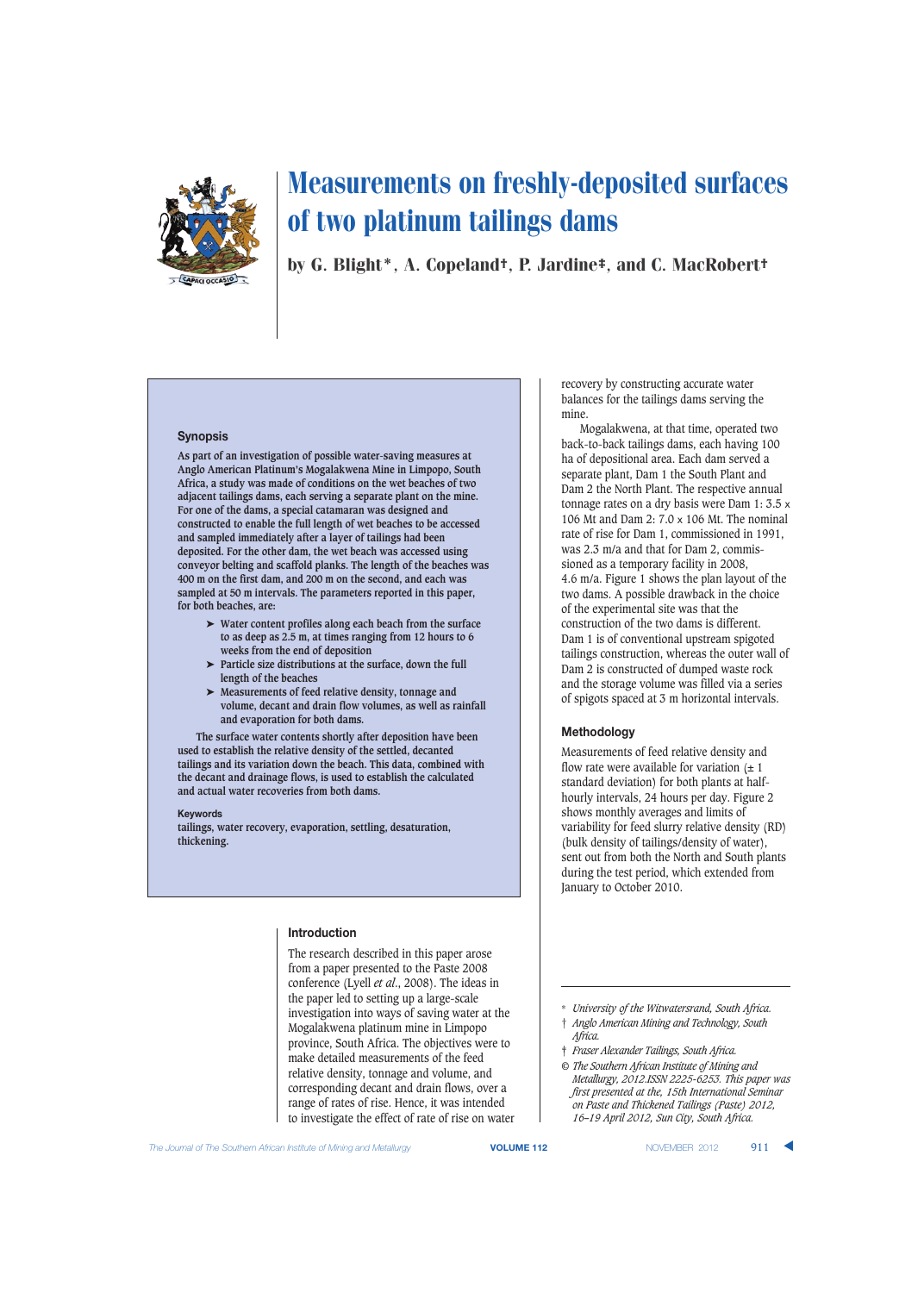# Measurements on freshly-deposited surfaces of two platinum tailings dams

by G. Blight\*, A. Copeland†, P. Jardine‡, and C. MacRobert†

## Synopsis

As part of an investigation of possible water-saving measures at Anglo American Platinum's Mogalakwena Mine in Limpopo, South Africa, a study was made of conditions on the wet beaches of two adjacent tailings dams, each serving a separate plant on the mine. For one of the dams, a special catamaran was designed and constructed to enable the full length of wet beaches to be accessed and sampled immediately after a layer of tailings had been deposited. For the other dam, the wet beach was accessed using conveyor belting and scaffold planks. The length of the beaches was 400 m on the first dam, and 200 m on the second, and each was sampled at 50 m intervals. The parameters reported in this paper, for both beaches, are:

- Water content profiles along each beach from the surface to as deep as 2.5 m, at times ranging from 12 hours to 6 weeks from the end of deposition
- Particle size distributions at the surface, down the full length of the beaches
- Measurements of feed relative density, tonnage and volume, decant and drain flow volumes, as well as rainfall and evaporation for both dams.

The surface water contents shortly after deposition have been used to establish the relative density of the settled, decanted tailings and its variation down the beach. This data, combined with the decant and drainage flows, is used to establish the calculated and actual water recoveries from both dams.

### Keywords

tailings, water recovery, evaporation, settling, desaturation, thickening.

## Introduction

The research described in this paper arose from a paper presented to the Paste 2008 conference (Lyell *et al.*, 2008). The ideas in the paper led to setting up a large-scale investigation into ways of saving water at the Mogalakwena platinum mine in Limpopo province, South Africa. The objectives were to make detailed measurements of the feed relative density, tonnage and volume, and corresponding decant and drain flows, over a range of rates of rise. Hence, it was intended to investigate the effect of rate of rise on water recovery by constructing accurate water balances for the tailings dams serving the mine.

Mogalakwena, at that time, operated two back-to-back tailings dams, each having 100 ha of depositional area. Each dam served a separate plant, Dam 1 the South Plant and Dam 2 the North Plant. The respective annual tonnage rates on a dry basis were Dam 1: 3.5 x 106 Mt and Dam 2: 7.0 x 106 Mt. The nominal rate of rise for Dam 1, commissioned in 1991, was 2.3 m/a and that for Dam 2, commissioned as a temporary facility in 2008, 4.6 m/a. Figure 1 shows the plan layout of the two dams. A possible drawback in the choice of the experimental site was that the construction of the two dams is different. Dam 1 is of conventional upstream spigoted tailings construction, whereas the outer wall of Dam 2 is constructed of dumped waste rock and the storage volume was filled via a series of spigots spaced at 3 m horizontal intervals.

## Methodology

Measurements of feed relative density and flow rate were available for variation (± 1 standard deviation) for both plants at half-hourly intervals, 24 hours per day. Figure 2 shows monthly averages and limits of variability for feed slurry relative density (RD) (bulk density of tailings/density of water), sent out from both the North and South plants during the test period, which extended from January to October 2010.

---

\* *University of the Witwatersrand, South Africa.*

† *Anglo American Mining and Technology, South Africa.*

‡ *Fraser Alexander Tailings, South Africa.*

© *The Southern African Institute of Mining and Metallurgy, 2012.ISSN 2225-6253. This paper was first presented at the, 15th International Seminar on Paste and Thickened Tailings (Paste) 2012, 16–19 April 2012, Sun City, South Africa.*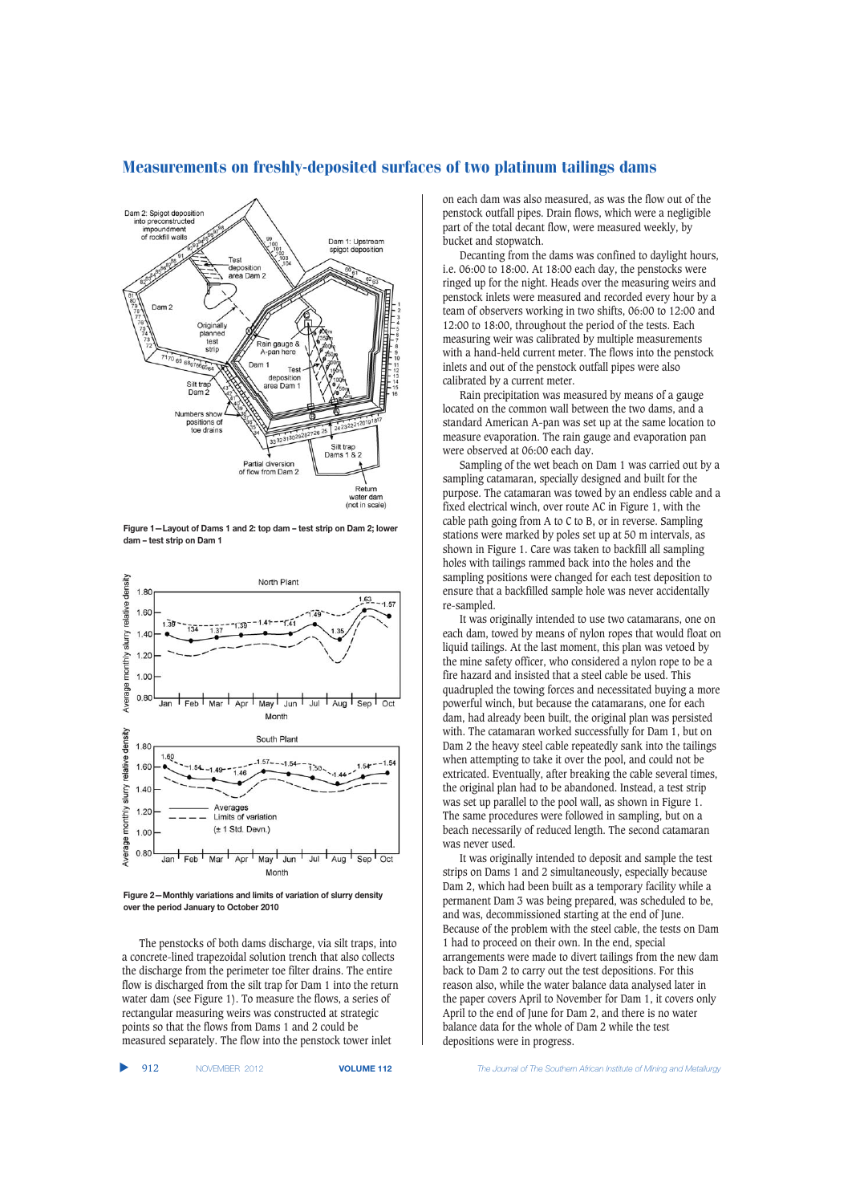Figure 1—Layout of Dams 1 and 2: top dam – test strip on Dam 2; lower dam – test strip on Dam 1

Figure 2—Monthly variations and limits of variation of slurry density over the period January to October 2010

The penstocks of both dams discharge, via silt traps, into a concrete-lined trapezoidal solution trench that also collects the discharge from the perimeter toe filter drains. The entire flow is discharged from the silt trap for Dam 1 into the return water dam (see Figure 1). To measure the flows, a series of rectangular measuring weirs was constructed at strategic points so that the flows from Dams 1 and 2 could be measured separately. The flow into the penstock tower inlet on each dam was also measured, as was the flow out of the penstock outfall pipes. Drain flows, which were a negligible part of the total decant flow, were measured weekly, by bucket and stopwatch.

Decanting from the dams was confined to daylight hours, i.e. 06:00 to 18:00. At 18:00 each day, the penstocks were ringed up for the night. Heads over the measuring weirs and penstock inlets were measured and recorded every hour by a team of observers working in two shifts, 06:00 to 12:00 and 12:00 to 18:00, throughout the period of the tests. Each measuring weir was calibrated by multiple measurements with a hand-held current meter. The flows into the penstock inlets and out of the penstock outfall pipes were also calibrated by a current meter.

Rain precipitation was measured by means of a gauge located on the common wall between the two dams, and a standard American A-pan was set up at the same location to measure evaporation. The rain gauge and evaporation pan were observed at 06:00 each day.

Sampling of the wet beach on Dam 1 was carried out by a sampling catamaran, specially designed and built for the purpose. The catamaran was towed by an endless cable and a fixed electrical winch, over route AC in Figure 1, with the cable path going from A to C to B, or in reverse. Sampling stations were marked by poles set up at 50 m intervals, as shown in Figure 1. Care was taken to backfill all sampling holes with tailings rammed back into the holes and the sampling positions were changed for each test deposition to ensure that a backfilled sample hole was never accidentally re-sampled.

It was originally intended to use two catamarans, one on each dam, towed by means of nylon ropes that would float on liquid tailings. At the last moment, this plan was vetoed by the mine safety officer, who considered a nylon rope to be a fire hazard and insisted that a steel cable be used. This quadrupled the towing forces and necessitated buying a more powerful winch, but because the catamarans, one for each dam, had already been built, the original plan was persisted with. The catamaran worked successfully for Dam 1, but on Dam 2 the heavy steel cable repeatedly sank into the tailings when attempting to take it over the pool, and could not be extricated. Eventually, after breaking the cable several times, the original plan had to be abandoned. Instead, a test strip was set up parallel to the pool wall, as shown in Figure 1. The same procedures were followed in sampling, but on a beach necessarily of reduced length. The second catamaran was never used.

It was originally intended to deposit and sample the test strips on Dams 1 and 2 simultaneously, especially because Dam 2, which had been built as a temporary facility while a permanent Dam 3 was being prepared, was scheduled to be, and was, decommissioned starting at the end of June. Because of the problem with the steel cable, the tests on Dam 1 had to proceed on their own. In the end, special arrangements were made to divert tailings from the new dam back to Dam 2 to carry out the test depositions. For this reason also, while the water balance data analysed later in the paper covers April to November for Dam 1, it covers only April to the end of June for Dam 2, and there is no water balance data for the whole of Dam 2 while the test depositions were in progress.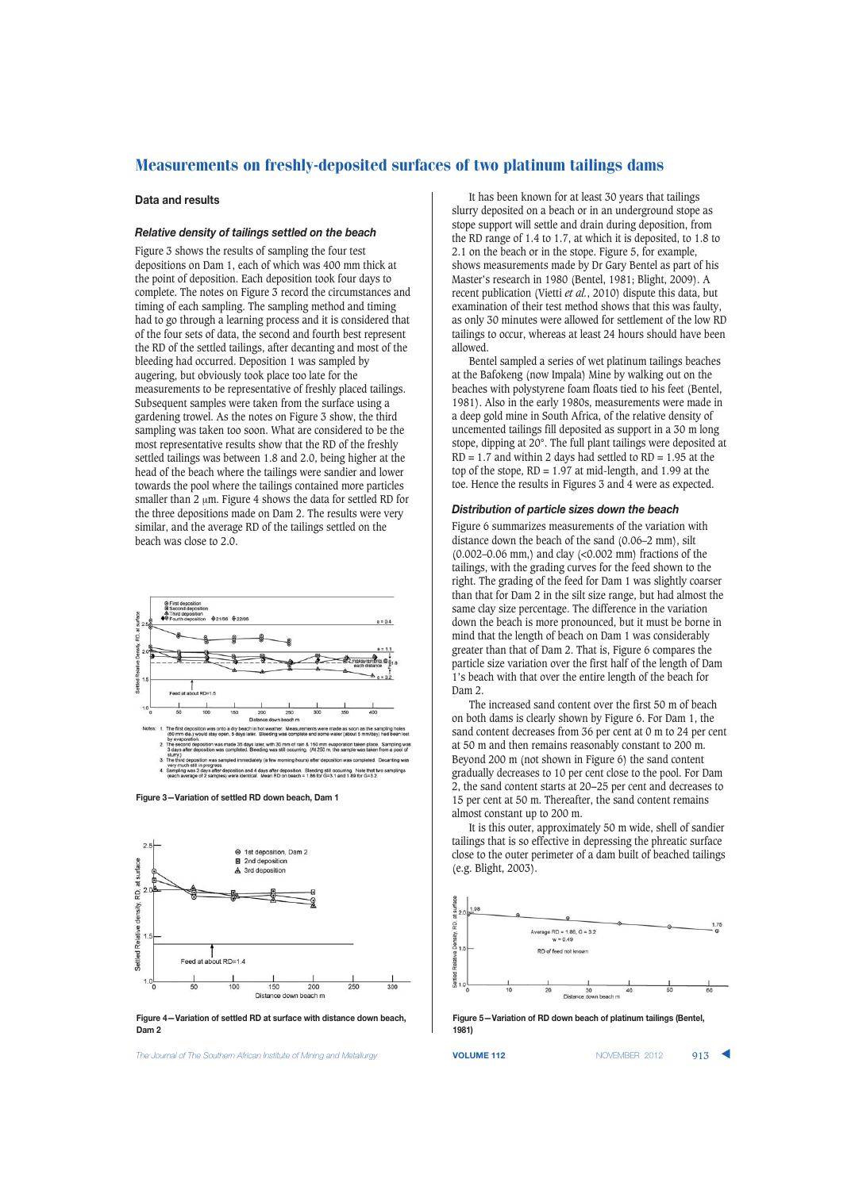## Data and results

### *Relative density of tailings settled on the beach*

Figure 3 shows the results of sampling the four test depositions on Dam 1, each of which was 400 mm thick at the point of deposition. Each deposition took four days to complete. The notes on Figure 3 record the circumstances and timing of each sampling. The sampling method and timing had to go through a learning process and it is considered that of the four sets of data, the second and fourth best represent the RD of the settled tailings, after decanting and most of the bleeding had occurred. Deposition 1 was sampled by augering, but obviously took place too late for the measurements to be representative of freshly placed tailings. Subsequent samples were taken from the surface using a gardening trowel. As the notes on Figure 3 show, the third sampling was taken too soon. What are considered to be the most representative results show that the RD of the freshly settled tailings was between 1.8 and 2.0, being higher at the head of the beach where the tailings were sandier and lower towards the pool where the tailings contained more particles smaller than 2 μm. Figure 4 shows the data for settled RD for the three depositions made on Dam 2. The results were very similar, and the average RD of the tailings settled on the beach was close to 2.0.

Notes: 1. The first deposition was onto a dry beach in hot weather. Measurements were made as soon as the sampling holes (60 mm dia.) would stay open, 5 days later. Bleeding was complete and some water (about 5 mm/day) had been lost by evaporation.
2. The second deposition was made 35 days later, with 30 mm of rain & 150 mm evaporation taken place. Sampling was 3 days after deposition was completed. Bleeding was still occurring. (At 250 m, the sample was taken from a pool of slurry.)
3. The third deposition was sampled immediately (a few morning hours) after deposition was completed. Decanting was very much still in progress.
4. Sampling was 3 days after deposition and 4 days after deposition. Bleeding still occurring. Note that two samplings (each average of 2 samples) were identical. Mean RD on beach = 1.86 for G=3.1 and 1.89 for G=3.2.

Figure 3—Variation of settled RD down beach, Dam 1

Figure 4—Variation of settled RD at surface with distance down beach, Dam 2

It has been known for at least 30 years that tailings slurry deposited on a beach or in an underground stope as stope support will settle and drain during deposition, from the RD range of 1.4 to 1.7, at which it is deposited, to 1.8 to 2.1 on the beach or in the stope. Figure 5, for example, shows measurements made by Dr Gary Bentel as part of his Master's research in 1980 (Bentel, 1981; Blight, 2009). A recent publication (Vietti *et al.*, 2010) dispute this data, but examination of their test method shows that this was faulty, as only 30 minutes were allowed for settlement of the low RD tailings to occur, whereas at least 24 hours should have been allowed.

Bentel sampled a series of wet platinum tailings beaches at the Bafokeng (now Impala) Mine by walking out on the beaches with polystyrene foam floats tied to his feet (Bentel, 1981). Also in the early 1980s, measurements were made in a deep gold mine in South Africa, of the relative density of uncemented tailings fill deposited as support in a 30 m long stope, dipping at 20°. The full plant tailings were deposited at RD = 1.7 and within 2 days had settled to RD = 1.95 at the top of the stope, RD = 1.97 at mid-length, and 1.99 at the toe. Hence the results in Figures 3 and 4 were as expected.

### *Distribution of particle sizes down the beach*

Figure 6 summarizes measurements of the variation with distance down the beach of the sand (0.06–2 mm), silt (0.002–0.06 mm,) and clay (<0.002 mm) fractions of the tailings, with the grading curves for the feed shown to the right. The grading of the feed for Dam 1 was slightly coarser than that for Dam 2 in the silt size range, but had almost the same clay size percentage. The difference in the variation down the beach is more pronounced, but it must be borne in mind that the length of beach on Dam 1 was considerably greater than that of Dam 2. That is, Figure 6 compares the particle size variation over the first half of the length of Dam 1's beach with that over the entire length of the beach for Dam 2.

The increased sand content over the first 50 m of beach on both dams is clearly shown by Figure 6. For Dam 1, the sand content decreases from 36 per cent at 0 m to 24 per cent at 50 m and then remains reasonably constant to 200 m. Beyond 200 m (not shown in Figure 6) the sand content gradually decreases to 10 per cent close to the pool. For Dam 2, the sand content starts at 20–25 per cent and decreases to 15 per cent at 50 m. Thereafter, the sand content remains almost constant up to 200 m.

It is this outer, approximately 50 m wide, shell of sandier tailings that is so effective in depressing the phreatic surface close to the outer perimeter of a dam built of beached tailings (e.g. Blight, 2003).

Figure 5—Variation of RD down beach of platinum tailings (Bentel, 1981)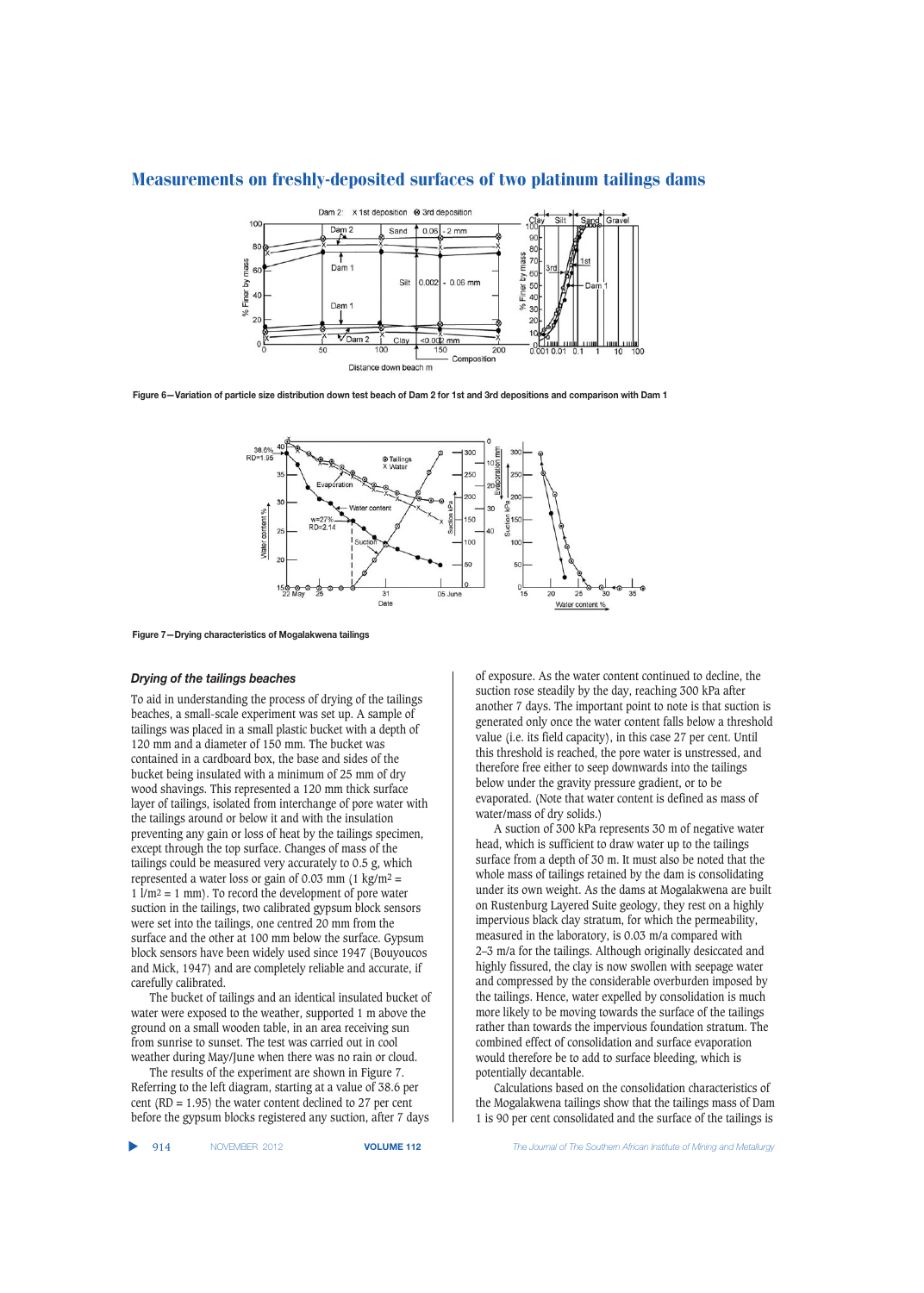Figure 6—Variation of particle size distribution down test beach of Dam 2 for 1st and 3rd depositions and comparison with Dam 1

Figure 7—Drying characteristics of Mogalakwena tailings

### *Drying of the tailings beaches*

To aid in understanding the process of drying of the tailings beaches, a small-scale experiment was set up. A sample of tailings was placed in a small plastic bucket with a depth of 120 mm and a diameter of 150 mm. The bucket was contained in a cardboard box, the base and sides of the bucket being insulated with a minimum of 25 mm of dry wood shavings. This represented a 120 mm thick surface layer of tailings, isolated from interchange of pore water with the tailings around or below it and with the insulation preventing any gain or loss of heat by the tailings specimen, except through the top surface. Changes of mass of the tailings could be measured very accurately to 0.5 g, which represented a water loss or gain of 0.03 mm (1 kg/m² = 1 l/m² = 1 mm). To record the development of pore water suction in the tailings, two calibrated gypsum block sensors were set into the tailings, one centred 20 mm from the surface and the other at 100 mm below the surface. Gypsum block sensors have been widely used since 1947 (Bouyoucos and Mick, 1947) and are completely reliable and accurate, if carefully calibrated.

The bucket of tailings and an identical insulated bucket of water were exposed to the weather, supported 1 m above the ground on a small wooden table, in an area receiving sun from sunrise to sunset. The test was carried out in cool weather during May/June when there was no rain or cloud.

The results of the experiment are shown in Figure 7. Referring to the left diagram, starting at a value of 38.6 per cent (RD = 1.95) the water content declined to 27 per cent before the gypsum blocks registered any suction, after 7 days of exposure. As the water content continued to decline, the suction rose steadily by the day, reaching 300 kPa after another 7 days. The important point to note is that suction is generated only once the water content falls below a threshold value (i.e. its field capacity), in this case 27 per cent. Until this threshold is reached, the pore water is unstressed, and therefore free either to seep downwards into the tailings below under the gravity pressure gradient, or to be evaporated. (Note that water content is defined as mass of water/mass of dry solids.)

A suction of 300 kPa represents 30 m of negative water head, which is sufficient to draw water up to the tailings surface from a depth of 30 m. It must also be noted that the whole mass of tailings retained by the dam is consolidating under its own weight. As the dams at Mogalakwena are built on Rustenburg Layered Suite geology, they rest on a highly impervious black clay stratum, for which the permeability, measured in the laboratory, is 0.03 m/a compared with 2–3 m/a for the tailings. Although originally desiccated and highly fissured, the clay is now swollen with seepage water and compressed by the considerable overburden imposed by the tailings. Hence, water expelled by consolidation is much more likely to be moving towards the surface of the tailings rather than towards the impervious foundation stratum. The combined effect of consolidation and surface evaporation would therefore be to add to surface bleeding, which is potentially decantable.

Calculations based on the consolidation characteristics of the Mogalakwena tailings show that the tailings mass of Dam 1 is 90 per cent consolidated and the surface of the tailings is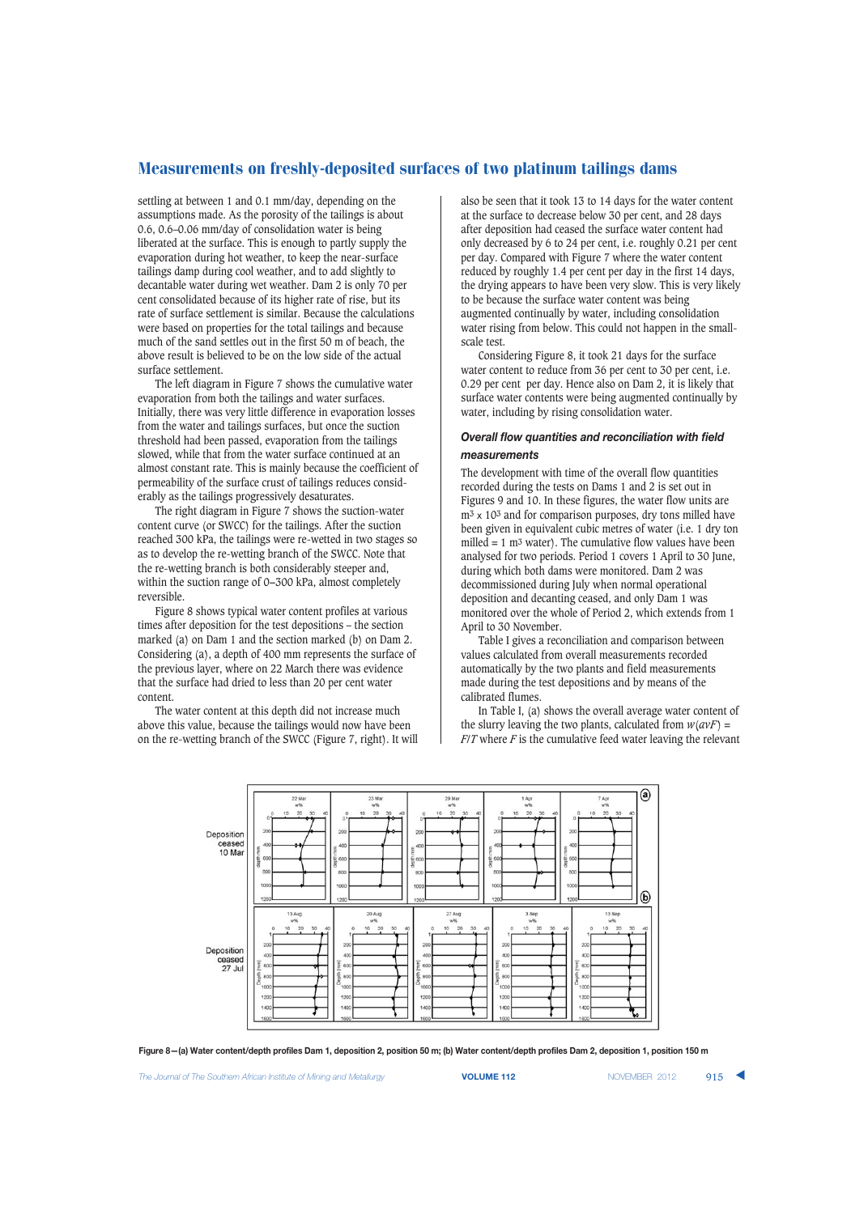settling at between 1 and 0.1 mm/day, depending on the assumptions made. As the porosity of the tailings is about 0.6, 0.6–0.06 mm/day of consolidation water is being liberated at the surface. This is enough to partly supply the evaporation during hot weather, to keep the near-surface tailings damp during cool weather, and to add slightly to decantable water during wet weather. Dam 2 is only 70 per cent consolidated because of its higher rate of rise, but its rate of surface settlement is similar. Because the calculations were based on properties for the total tailings and because much of the sand settles out in the first 50 m of beach, the above result is believed to be on the low side of the actual surface settlement.

The left diagram in Figure 7 shows the cumulative water evaporation from both the tailings and water surfaces. Initially, there was very little difference in evaporation losses from the water and tailings surfaces, but once the suction threshold had been passed, evaporation from the tailings slowed, while that from the water surface continued at an almost constant rate. This is mainly because the coefficient of permeability of the surface crust of tailings reduces considerably as the tailings progressively desaturates.

The right diagram in Figure 7 shows the suction-water content curve (or SWCC) for the tailings. After the suction reached 300 kPa, the tailings were re-wetted in two stages so as to develop the re-wetting branch of the SWCC. Note that the re-wetting branch is both considerably steeper and, within the suction range of 0–300 kPa, almost completely reversible.

Figure 8 shows typical water content profiles at various times after deposition for the test depositions – the section marked (a) on Dam 1 and the section marked (b) on Dam 2. Considering (a), a depth of 400 mm represents the surface of the previous layer, where on 22 March there was evidence that the surface had dried to less than 20 per cent water content.

The water content at this depth did not increase much above this value, because the tailings would now have been on the re-wetting branch of the SWCC (Figure 7, right). It will also be seen that it took 13 to 14 days for the water content at the surface to decrease below 30 per cent, and 28 days after deposition had ceased the surface water content had only decreased by 6 to 24 per cent, i.e. roughly 0.21 per cent per day. Compared with Figure 7 where the water content reduced by roughly 1.4 per cent per day in the first 14 days, the drying appears to have been very slow. This is very likely to be because the surface water content was being augmented continually by water, including consolidation water rising from below. This could not happen in the small-scale test.

Considering Figure 8, it took 21 days for the surface water content to reduce from 36 per cent to 30 per cent, i.e. 0.29 per cent per day. Hence also on Dam 2, it is likely that surface water contents were being augmented continually by water, including by rising consolidation water.

### *Overall flow quantities and reconciliation with field measurements*

The development with time of the overall flow quantities recorded during the tests on Dams 1 and 2 is set out in Figures 9 and 10. In these figures, the water flow units are $m^3 \times 10^3$ and for comparison purposes, dry tons milled have been given in equivalent cubic metres of water (i.e. 1 dry ton milled = 1 $m^3$ water). The cumulative flow values have been analysed for two periods. Period 1 covers 1 April to 30 June, during which both dams were monitored. Dam 2 was decommissioned during July when normal operational deposition and decanting ceased, and only Dam 1 was monitored over the whole of Period 2, which extends from 1 April to 30 November.

Table I gives a reconciliation and comparison between values calculated from overall measurements recorded automatically by the two plants and field measurements made during the test depositions and by means of the calibrated flumes.

In Table I, (a) shows the overall average water content of the slurry leaving the two plants, calculated from $w(avF) = F/T$ where $F$ is the cumulative feed water leaving the relevant

Figure 8—(a) Water content/depth profiles Dam 1, deposition 2, position 50 m; (b) Water content/depth profiles Dam 2, deposition 1, position 150 m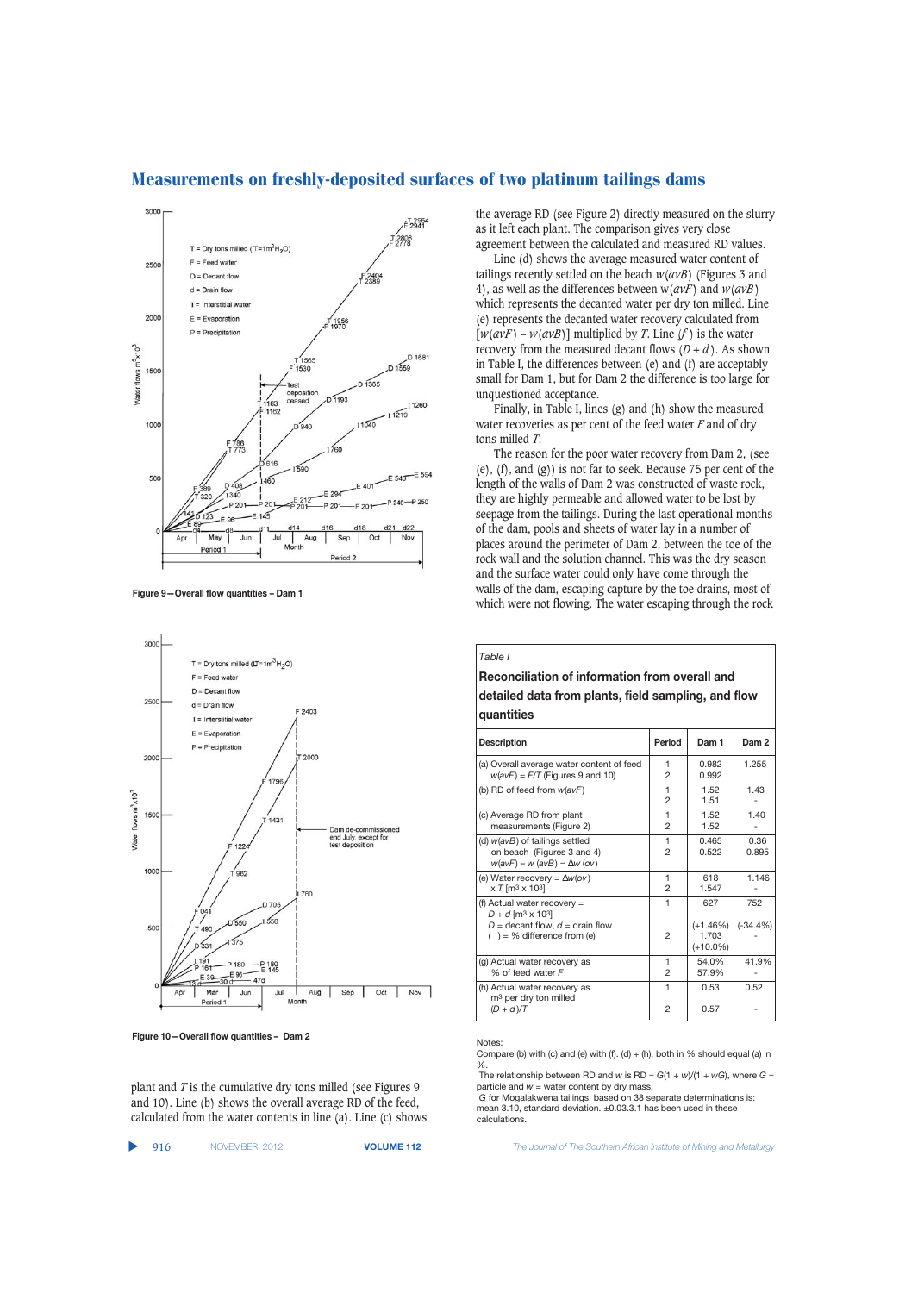Figure 9—Overall flow quantities – Dam 1

Figure 10—Overall flow quantities – Dam 2

plant and $T$ is the cumulative dry tons milled (see Figures 9 and 10). Line (b) shows the overall average RD of the feed, calculated from the water contents in line (a). Line (c) shows the average RD (see Figure 2) directly measured on the slurry as it left each plant. The comparison gives very close agreement between the calculated and measured RD values.

Line (d) shows the average measured water content of tailings recently settled on the beach $w(avB)$ (Figures 3 and 4), as well as the differences between $w(avF)$ and $w(avB)$ which represents the decanted water per dry ton milled. Line (e) represents the decanted water recovery calculated from $[w(avF) - w(avB)]$ multiplied by $T$. Line $(f)$ is the water recovery from the measured decant flows $(D + d)$. As shown in Table I, the differences between (e) and (f) are acceptably small for Dam 1, but for Dam 2 the difference is too large for unquestioned acceptance.

Finally, in Table I, lines (g) and (h) show the measured water recoveries as per cent of the feed water $F$ and of dry tons milled $T$.

The reason for the poor water recovery from Dam 2, (see (e), (f), and (g)) is not far to seek. Because 75 per cent of the length of the walls of Dam 2 was constructed of waste rock, they are highly permeable and allowed water to be lost by seepage from the tailings. During the last operational months of the dam, pools and sheets of water lay in a number of places around the perimeter of Dam 2, between the toe of the rock wall and the solution channel. This was the dry season and the surface water could only have come through the walls of the dam, escaping capture by the toe drains, most of which were not flowing. The water escaping through the rock

Table I

**Reconciliation of information from overall and detailed data from plants, field sampling, and flow quantities**

| Description | Period | Dam 1 | Dam 2 |
|---|---|---|---|
| (a) Overall average water content of feed $w(avF) = F/T$ (Figures 9 and 10) | 1<br>2 | 0.982<br>0.992 | 1.255 |
| (b) RD of feed from $w(avF)$ | 1<br>2 | 1.52<br>1.51 | 1.43<br>- |
| (c) Average RD from plant measurements (Figure 2) | 1<br>2 | 1.52<br>1.52 | 1.40<br>- |
| (d) $w(avB)$ of tailings settled on beach (Figures 3 and 4) $w(avF) - w(avB) = \Delta w(ov)$ | 1<br>2 | 0.465<br>0.522 | 0.36<br>0.895 |
| (e) Water recovery = $\Delta w(ov)$ x $T$ [$m^3 \times 10^3$] | 1<br>2 | 618<br>1.547 | 1.146<br>- |
| (f) Actual water recovery = $D + d$ [$m^3 \times 10^3$] $D$ = decant flow, $d$ = drain flow ( ) = % difference from (e) | 1<br><br>2 | 627<br>(+1.46%)<br>1.703<br>(+10.0%) | 752<br>(-34.4%)<br>- |
| (g) Actual water recovery as % of feed water $F$ | 1<br>2 | 54.0%<br>57.9% | 41.9%<br>- |
| (h) Actual water recovery as $m^3$ per dry ton milled $(D + d)/T$ | 1<br><br>2 | 0.53<br><br>0.57 | 0.52<br><br>- |

Notes:
Compare (b) with (c) and (e) with (f). (d) + (h), both in % should equal (a) in %.
The relationship between RD and $w$ is RD = $G(1 + w)/(1 + wG)$, where $G$ = particle and $w$ = water content by dry mass.
$G$ for Mogalakwena tailings, based on 38 separate determinations is: mean 3.10, standard deviation. ±0.03.3.1 has been used in these calculations.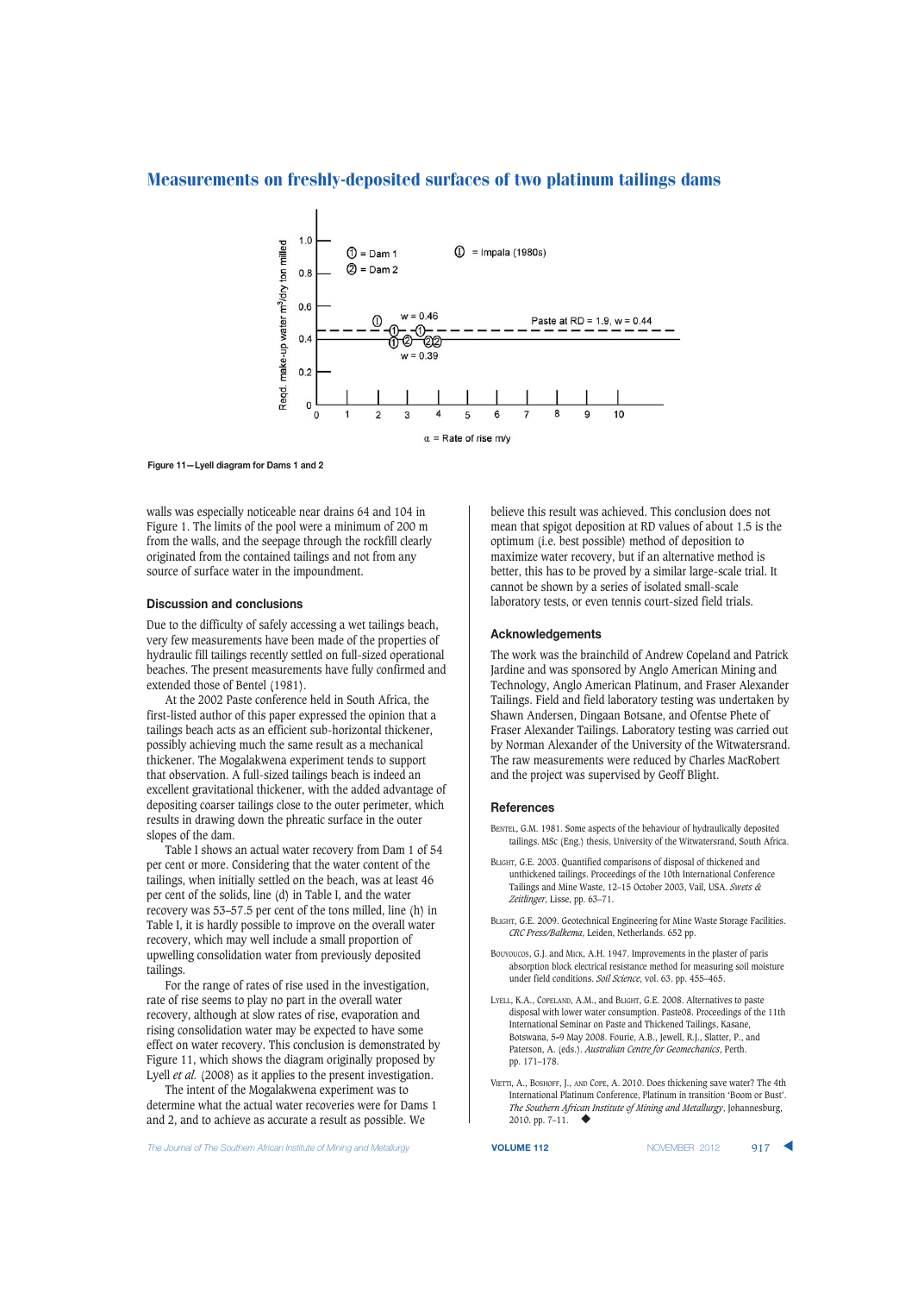Reqd. make-up water m$^3$/dry ton milled

1.0

0.8

0.6

0.4

0.2

0

① = Dam 1

② = Dam 2

① = Impala (1980s)

w = 0.46

Paste at RD = 1.9, w = 0.44

w = 0.39

0 1 2 3 4 5 6 7 8 9 10

α = Rate of rise m/y

Figure 11—Lyell diagram for Dams 1 and 2

walls was especially noticeable near drains 64 and 104 in Figure 1. The limits of the pool were a minimum of 200 m from the walls, and the seepage through the rockfill clearly originated from the contained tailings and not from any source of surface water in the impoundment.

## Discussion and conclusions

Due to the difficulty of safely accessing a wet tailings beach, very few measurements have been made of the properties of hydraulic fill tailings recently settled on full-sized operational beaches. The present measurements have fully confirmed and extended those of Bentel (1981).

At the 2002 Paste conference held in South Africa, the first-listed author of this paper expressed the opinion that a tailings beach acts as an efficient sub-horizontal thickener, possibly achieving much the same result as a mechanical thickener. The Mogalakwena experiment tends to support that observation. A full-sized tailings beach is indeed an excellent gravitational thickener, with the added advantage of depositing coarser tailings close to the outer perimeter, which results in drawing down the phreatic surface in the outer slopes of the dam.

Table I shows an actual water recovery from Dam 1 of 54 per cent or more. Considering that the water content of the tailings, when initially settled on the beach, was at least 46 per cent of the solids, line (d) in Table I, and the water recovery was 53–57.5 per cent of the tons milled, line (h) in Table I, it is hardly possible to improve on the overall water recovery, which may well include a small proportion of upwelling consolidation water from previously deposited tailings.

For the range of rates of rise used in the investigation, rate of rise seems to play no part in the overall water recovery, although at slow rates of rise, evaporation and rising consolidation water may be expected to have some effect on water recovery. This conclusion is demonstrated by Figure 11, which shows the diagram originally proposed by Lyell *et al.* (2008) as it applies to the present investigation.

The intent of the Mogalakwena experiment was to determine what the actual water recoveries were for Dams 1 and 2, and to achieve as accurate a result as possible. We believe this result was achieved. This conclusion does not mean that spigot deposition at RD values of about 1.5 is the optimum (i.e. best possible) method of deposition to maximize water recovery, but if an alternative method is better, this has to be proved by a similar large-scale trial. It cannot be shown by a series of isolated small-scale laboratory tests, or even tennis court-sized field trials.

## Acknowledgements

The work was the brainchild of Andrew Copeland and Patrick Jardine and was sponsored by Anglo American Mining and Technology, Anglo American Platinum, and Fraser Alexander Tailings. Field and field laboratory testing was undertaken by Shawn Andersen, Dingaan Botsane, and Ofentse Phete of Fraser Alexander Tailings. Laboratory testing was carried out by Norman Alexander of the University of the Witwatersrand. The raw measurements were reduced by Charles MacRobert and the project was supervised by Geoff Blight.

## References

BENTEL, G.M. 1981. Some aspects of the behaviour of hydraulically deposited tailings. MSc (Eng.) thesis, University of the Witwatersrand, South Africa.

BLIGHT, G.E. 2003. Quantified comparisons of disposal of thickened and unthickened tailings. Proceedings of the 10th International Conference Tailings and Mine Waste, 12–15 October 2003, Vail, USA. *Swets & Zeitlinger*, Lisse, pp. 63–71.

BLIGHT, G.E. 2009. Geotechnical Engineering for Mine Waste Storage Facilities. *CRC Press/Balkema*, Leiden, Netherlands. 652 pp.

BOUYOUCOS, G.J. and MICK, A.H. 1947. Improvements in the plaster of paris absorption block electrical resistance method for measuring soil moisture under field conditions. *Soil Science*, vol. 63. pp. 455–465.

LYELL, K.A., COPELAND, A.M., and BLIGHT, G.E. 2008. Alternatives to paste disposal with lower water consumption. Paste08. Proceedings of the 11th International Seminar on Paste and Thickened Tailings, Kasane, Botswana, 5-9 May 2008. Fourie, A.B., Jewell, R.J., Slatter, P., and Paterson, A. (eds.). *Australian Centre for Geomechanics*, Perth. pp. 171–178.

VIETTI, A., BOSHOFF, J., AND COPE, A. 2010. Does thickening save water? The 4th International Platinum Conference, Platinum in transition 'Boom or Bust'. *The Southern African Institute of Mining and Metallurgy*, Johannesburg, 2010. pp. 7–11. ◆